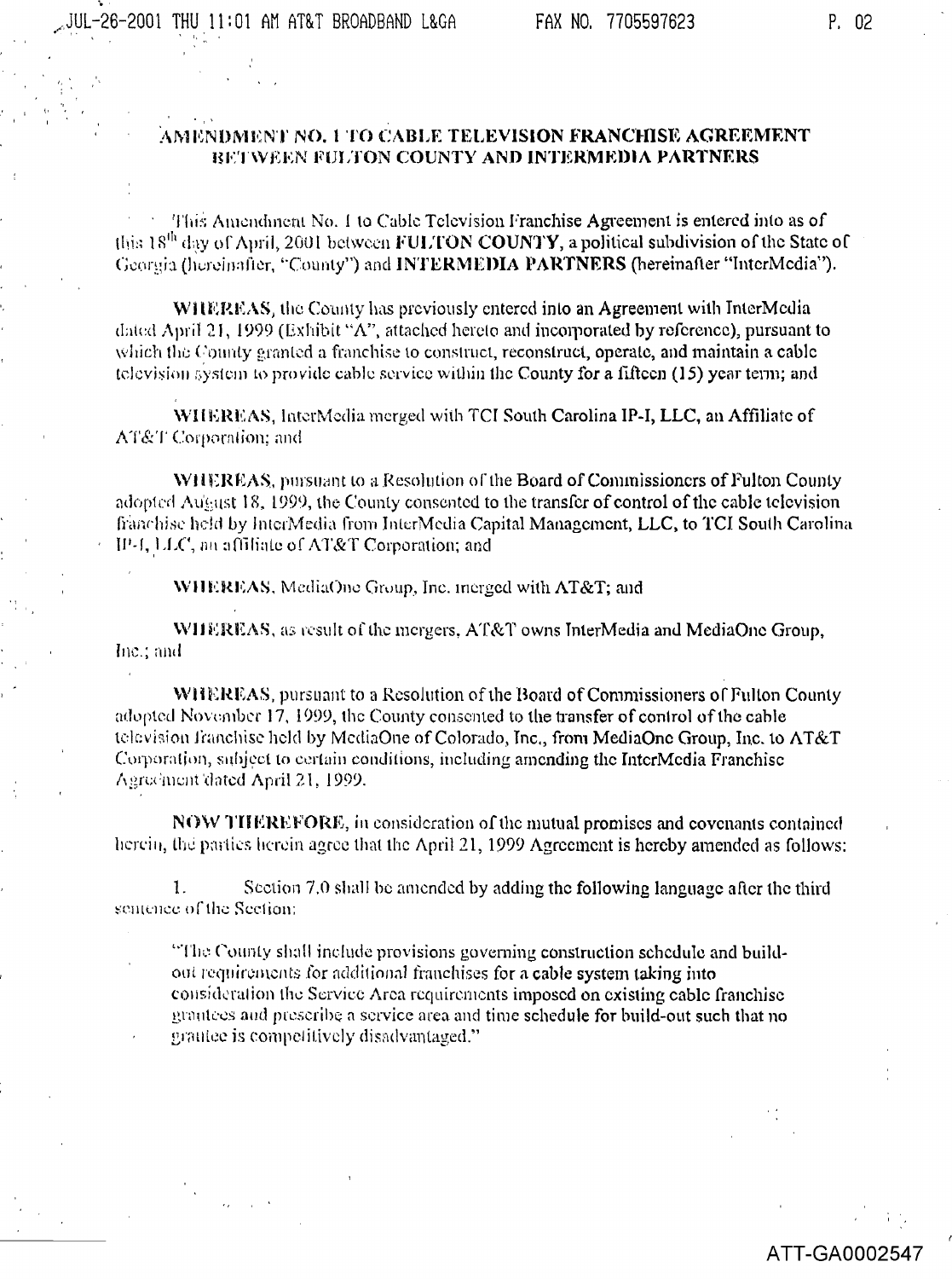## AMENDMENT NO. 1 TO CABLE TELEVISION FRANCHISE AGREEMENT BETWEEN FULTON COUNTY AND INTERMEDIA PARTNERS

This Amendment No. 1 to Cable Television Franchise Agreement is entered into as of this 18[th] day of April, 2001 between **FULTON COUNTY**, a political subdivision of the State of Georgia (hereinafter, "County") and **INTERMEDIA PARTNERS** (hereinafter "InterMedia").

**WHEREAS**, the County has previously entered into an Agreement with InterMedia dated April 21, 1999 (Exhibit "A", attached hereto and incorporated by reference), pursuant to which the County granted a franchise to construct, reconstruct, operate, and maintain a cable television system to provide cable service within the County for a fifteen (15) year term; and

**WHEREAS**, InterMedia merged with TCI South Carolina IP-I, LLC, an Affiliate of AT&T Corporation; and

**WHEREAS**, pursuant to a Resolution of the Board of Commissioners of Fulton County adopted August 18, 1999, the County consented to the transfer of control of the cable television franchise held by InterMedia from InterMedia Capital Management, LLC, to TCI South Carolina IP-I, LLC, an affiliate of AT&T Corporation; and

**WHEREAS**, MediaOne Group, Inc. merged with AT&T; and

**WHEREAS**, as result of the mergers, AT&T owns InterMedia and MediaOne Group, Inc.; and

**WHEREAS**, pursuant to a Resolution of the Board of Commissioners of Fulton County adopted November 17, 1999, the County consented to the transfer of control of the cable television franchise held by MediaOne of Colorado, Inc., from MediaOne Group, Inc. to AT&T Corporation, subject to certain conditions, including amending the InterMedia Franchise Agreement dated April 21, 1999.

**NOW THEREFORE**, in consideration of the mutual promises and covenants contained herein, the parties herein agree that the April 21, 1999 Agreement is hereby amended as follows:

1. Section 7.0 shall be amended by adding the following language after the third sentence of the Section:

> "The County shall include provisions governing construction schedule and build-out requirements for additional franchises for a cable system taking into consideration the Service Area requirements imposed on existing cable franchise grantees and prescribe a service area and time schedule for build-out such that no grantee is competitively disadvantaged."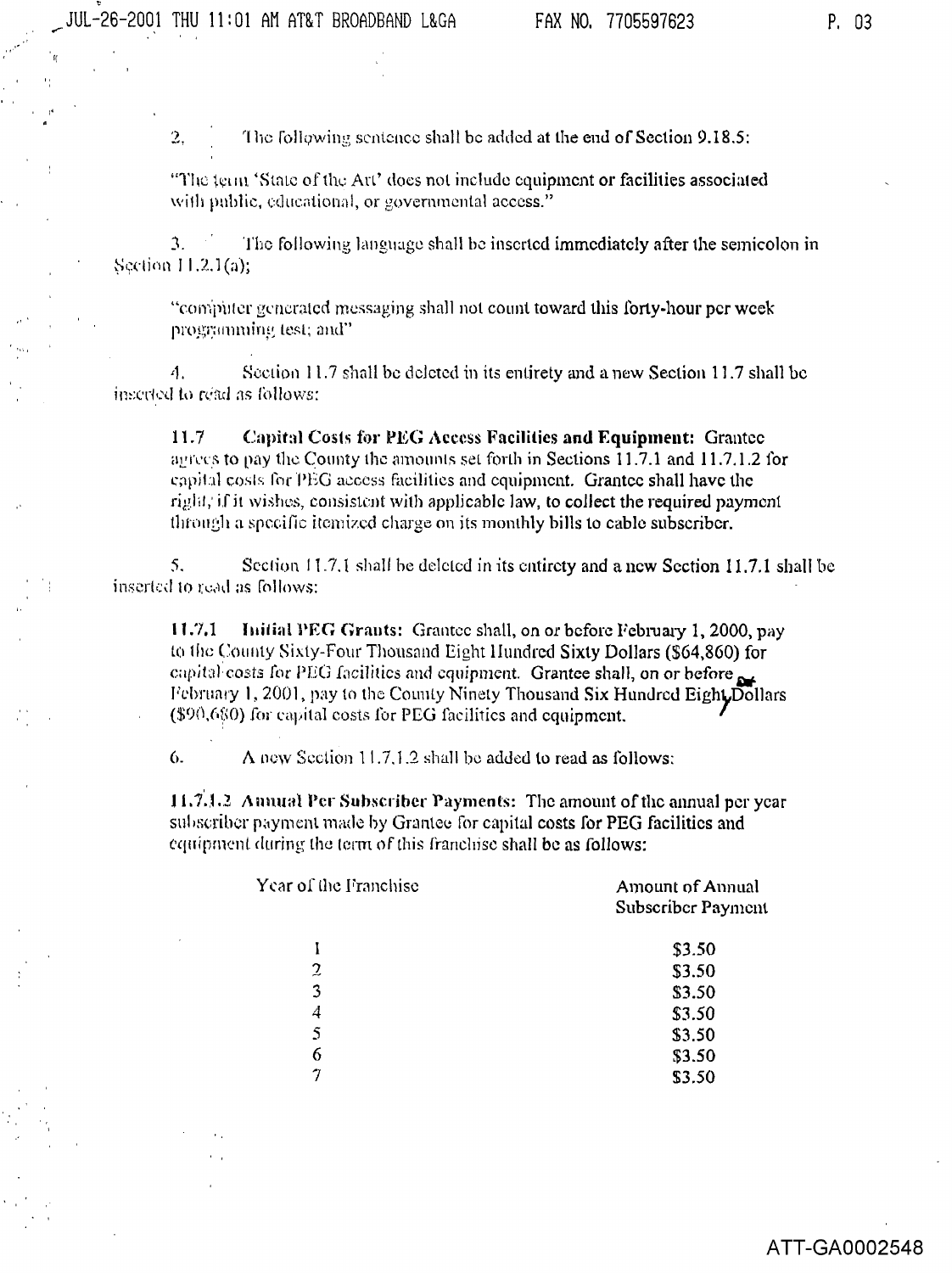2. The following sentence shall be added at the end of Section 9.18.5:

"The term 'State of the Art' does not include equipment or facilities associated with public, educational, or governmental access."

3. The following language shall be inserted immediately after the semicolon in Section 11.2.1(a);

"computer generated messaging shall not count toward this forty-hour per week programming test; and"

4. Section 11.7 shall be deleted in its entirety and a new Section 11.7 shall be inserted to read as follows:

**11.7 Capital Costs for PEG Access Facilities and Equipment:** Grantee agrees to pay the County the amounts set forth in Sections 11.7.1 and 11.7.1.2 for capital costs for PEG access facilities and equipment. Grantee shall have the right, if it wishes, consistent with applicable law, to collect the required payment through a specific itemized charge on its monthly bills to cable subscriber.

5. Section 11.7.1 shall be deleted in its entirety and a new Section 11.7.1 shall be inserted to read as follows:

**11.7.1 Initial PEG Grants:** Grantee shall, on or before February 1, 2000, pay to the County Sixty-Four Thousand Eight Hundred Sixty Dollars ($64,860) for capital costs for PEG facilities and equipment. Grantee shall, on or before February 1, 2001, pay to the County Ninety Thousand Six Hundred Eighty Dollars ($90,680) for capital costs for PEG facilities and equipment.

6. A new Section 11.7.1.2 shall be added to read as follows:

**11.7.1.2 Annual Per Subscriber Payments:** The amount of the annual per year subscriber payment made by Grantee for capital costs for PEG facilities and equipment during the term of this franchise shall be as follows:

| Year of the Franchise | Amount of Annual Subscriber Payment |
|---|---|
| 1 | $3.50 |
| 2 | $3.50 |
| 3 | $3.50 |
| 4 | $3.50 |
| 5 | $3.50 |
| 6 | $3.50 |
| 7 | $3.50 |

ATT-GA0002548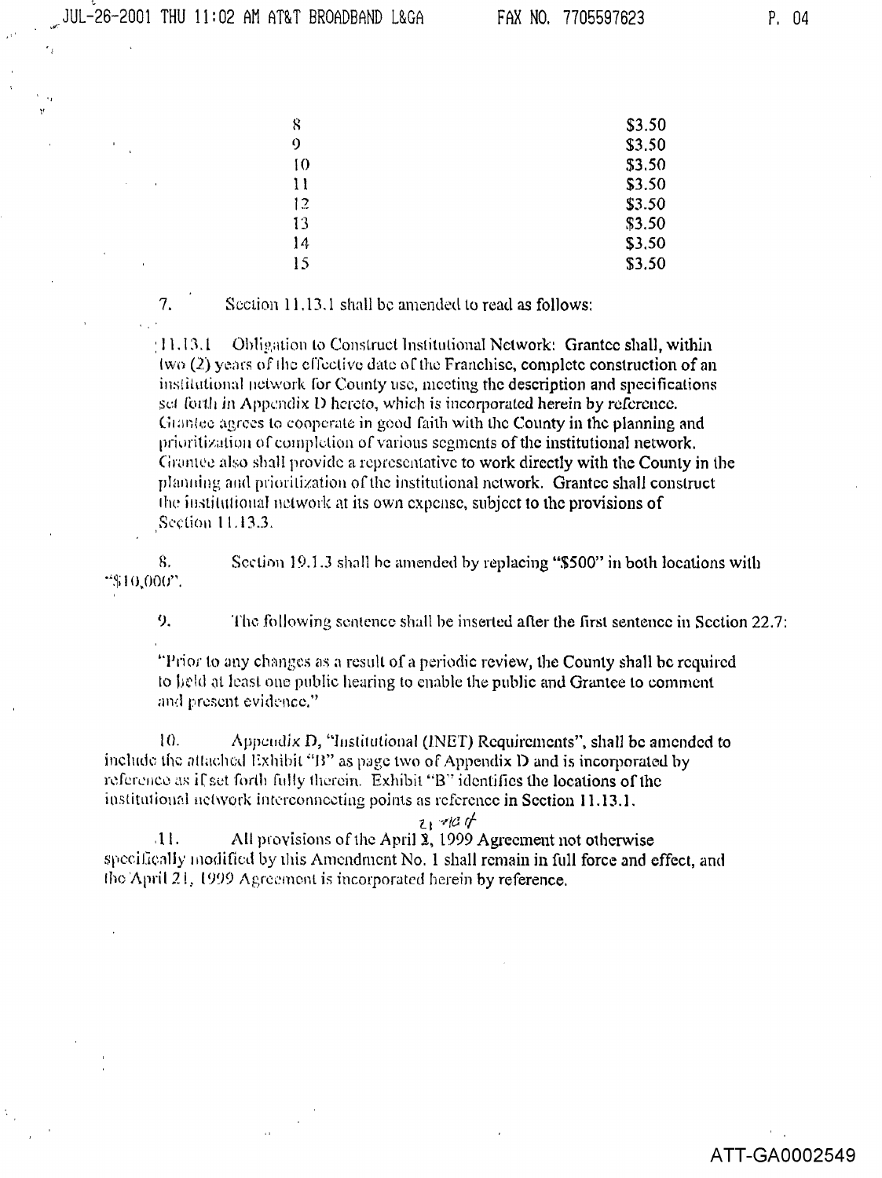| | |
|---|---|
| 8 | \$3.50 |
| 9 | \$3.50 |
| 10 | \$3.50 |
| 11 | \$3.50 |
| 12 | \$3.50 |
| 13 | \$3.50 |
| 14 | \$3.50 |
| 15 | \$3.50 |

7. Section 11.13.1 shall be amended to read as follows:

> 11.13.1 Obligation to Construct Institutional Network: Grantee shall, within two (2) years of the effective date of the Franchise, complete construction of an institutional network for County use, meeting the description and specifications set forth in Appendix D hereto, which is incorporated herein by reference. Grantee agrees to cooperate in good faith with the County in the planning and prioritization of completion of various segments of the institutional network. Grantee also shall provide a representative to work directly with the County in the planning and prioritization of the institutional network. Grantee shall construct the institutional network at its own expense, subject to the provisions of Section 11.13.3.

8. Section 19.1.3 shall be amended by replacing "\$500" in both locations with "\$10,000".

9. The following sentence shall be inserted after the first sentence in Section 22.7:

> "Prior to any changes as a result of a periodic review, the County shall be required to hold at least one public hearing to enable the public and Grantee to comment and present evidence."

10. Appendix D, "Institutional (INET) Requirements", shall be amended to include the attached Exhibit "B" as page two of Appendix D and is incorporated by reference as if set forth fully therein. Exhibit "B" identifies the locations of the institutional network interconnecting points as reference in Section 11.13.1.

11. All provisions of the April 21, 1999 Agreement not otherwise specifically modified by this Amendment No. 1 shall remain in full force and effect, and the April 21, 1999 Agreement is incorporated herein by reference.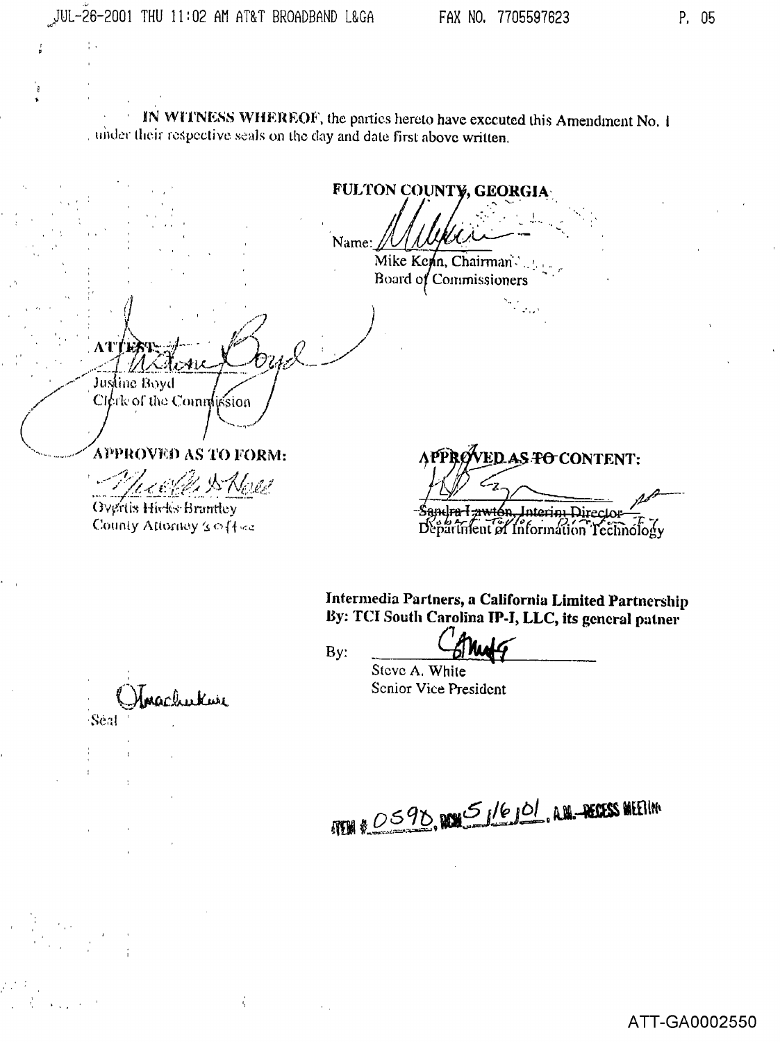IN WITNESS WHEREOF, the parties hereto have executed this Amendment No. 1 under their respective seals on the day and date first above written.

**FULTON COUNTY, GEORGIA**

Name: ______________________

Mike Kenn, Chairman

Board of Commissioners

ATTEST:

______________________

Justine Boyd

Clerk of the Commission

**APPROVED AS TO FORM:**

______________________

~~Overtis Hicks Brantley~~

County Attorney's office

**APPROVED AS ~~TO~~ CONTENT:**

______________________

~~Sandra Lawton, Interim Director~~

Robert Taylor, Director, IT

Department of Information Technology

**Intermedia Partners, a California Limited Partnership**

**By: TCI South Carolina IP-I, LLC, its general patner**

By: ______________________

Steve A. White

Senior Vice President

Seal

ITEM # 0590, RCM 5/16/01, A.M.-RECESS MEETING

ATT-GA0002550